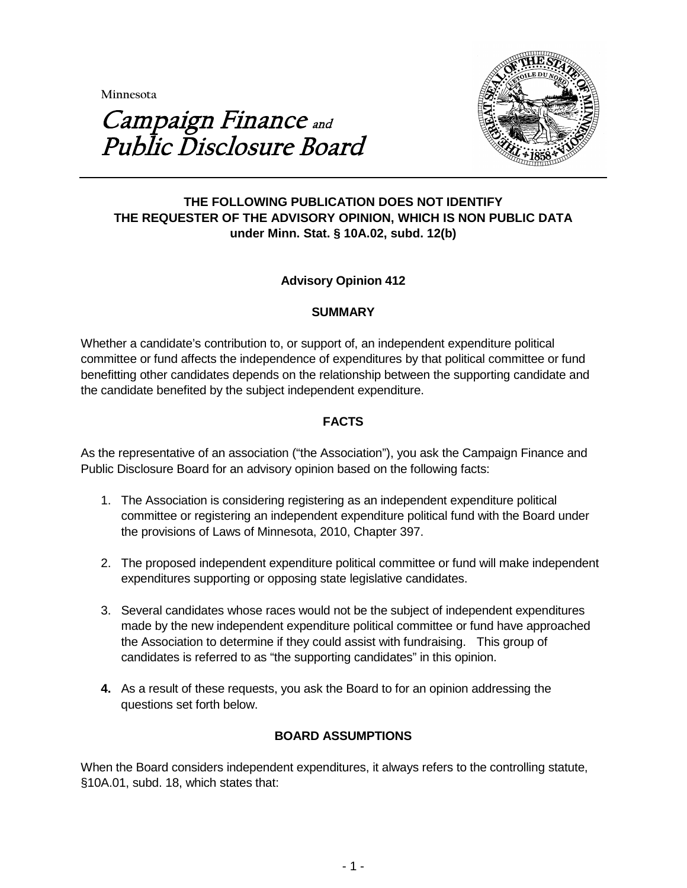Minnesota

# Campaign Finance and Public Disclosure Board

**THE FOLLOWING PUBLICATION DOES NOT IDENTIFY THE REQUESTER OF THE ADVISORY OPINION, WHICH IS NON PUBLIC DATA under Minn. Stat. § 10A.02, subd. 12(b)**

## Advisory Opinion 412

### SUMMARY

Whether a candidate's contribution to, or support of, an independent expenditure political committee or fund affects the independence of expenditures by that political committee or fund benefitting other candidates depends on the relationship between the supporting candidate and the candidate benefited by the subject independent expenditure.

### FACTS

As the representative of an association ("the Association"), you ask the Campaign Finance and Public Disclosure Board for an advisory opinion based on the following facts:

1. The Association is considering registering as an independent expenditure political committee or registering an independent expenditure political fund with the Board under the provisions of Laws of Minnesota, 2010, Chapter 397.

2. The proposed independent expenditure political committee or fund will make independent expenditures supporting or opposing state legislative candidates.

3. Several candidates whose races would not be the subject of independent expenditures made by the new independent expenditure political committee or fund have approached the Association to determine if they could assist with fundraising. This group of candidates is referred to as "the supporting candidates" in this opinion.

4. As a result of these requests, you ask the Board to for an opinion addressing the questions set forth below.

### BOARD ASSUMPTIONS

When the Board considers independent expenditures, it always refers to the controlling statute, §10A.01, subd. 18, which states that: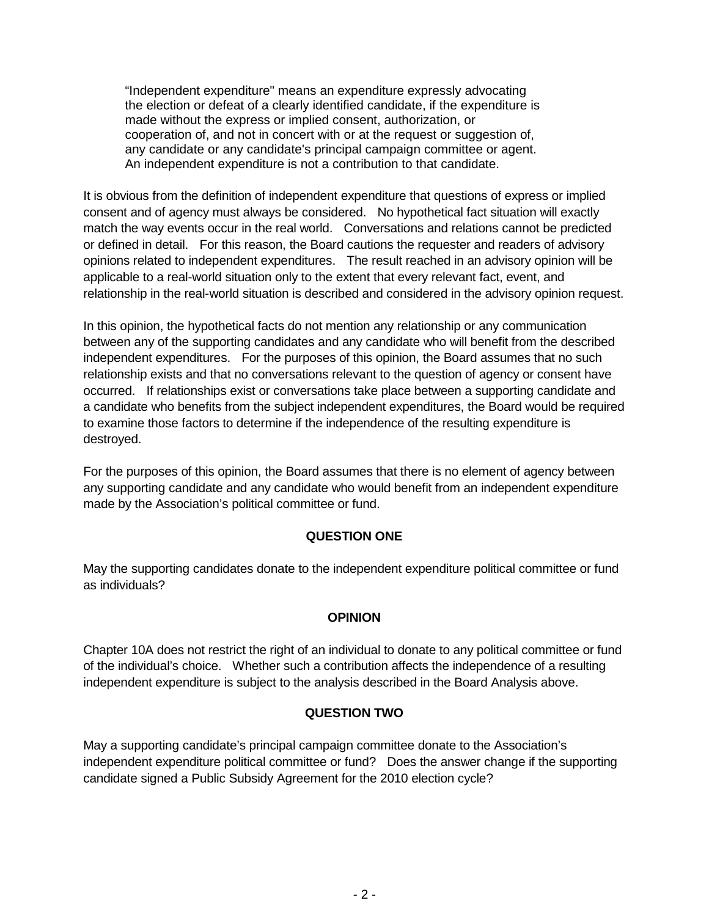> "Independent expenditure" means an expenditure expressly advocating the election or defeat of a clearly identified candidate, if the expenditure is made without the express or implied consent, authorization, or cooperation of, and not in concert with or at the request or suggestion of, any candidate or any candidate's principal campaign committee or agent. An independent expenditure is not a contribution to that candidate.

It is obvious from the definition of independent expenditure that questions of express or implied consent and of agency must always be considered. No hypothetical fact situation will exactly match the way events occur in the real world. Conversations and relations cannot be predicted or defined in detail. For this reason, the Board cautions the requester and readers of advisory opinions related to independent expenditures. The result reached in an advisory opinion will be applicable to a real-world situation only to the extent that every relevant fact, event, and relationship in the real-world situation is described and considered in the advisory opinion request.

In this opinion, the hypothetical facts do not mention any relationship or any communication between any of the supporting candidates and any candidate who will benefit from the described independent expenditures. For the purposes of this opinion, the Board assumes that no such relationship exists and that no conversations relevant to the question of agency or consent have occurred. If relationships exist or conversations take place between a supporting candidate and a candidate who benefits from the subject independent expenditures, the Board would be required to examine those factors to determine if the independence of the resulting expenditure is destroyed.

For the purposes of this opinion, the Board assumes that there is no element of agency between any supporting candidate and any candidate who would benefit from an independent expenditure made by the Association's political committee or fund.

**QUESTION ONE**

May the supporting candidates donate to the independent expenditure political committee or fund as individuals?

**OPINION**

Chapter 10A does not restrict the right of an individual to donate to any political committee or fund of the individual's choice. Whether such a contribution affects the independence of a resulting independent expenditure is subject to the analysis described in the Board Analysis above.

**QUESTION TWO**

May a supporting candidate's principal campaign committee donate to the Association's independent expenditure political committee or fund? Does the answer change if the supporting candidate signed a Public Subsidy Agreement for the 2010 election cycle?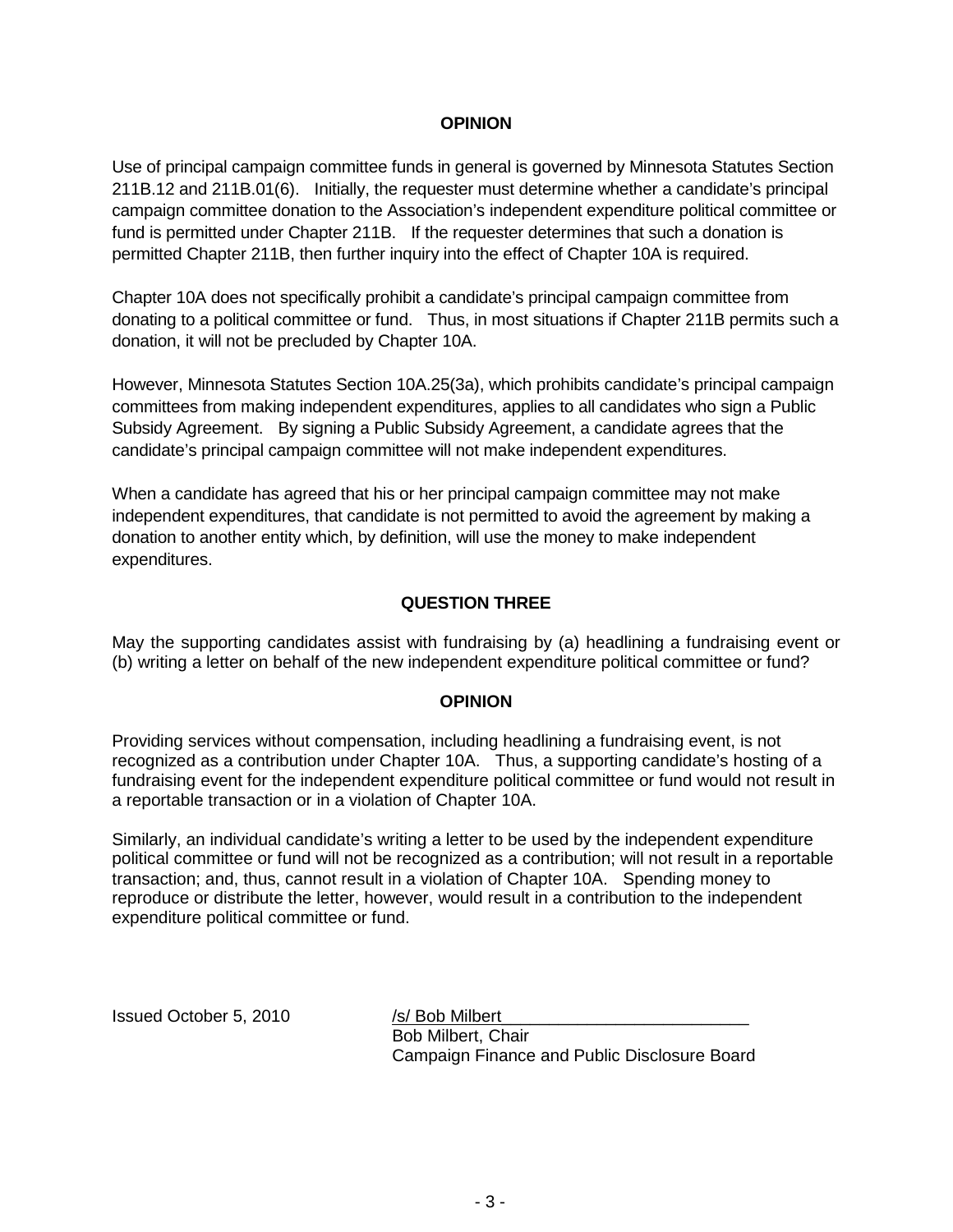**OPINION**

Use of principal campaign committee funds in general is governed by Minnesota Statutes Section 211B.12 and 211B.01(6). Initially, the requester must determine whether a candidate's principal campaign committee donation to the Association's independent expenditure political committee or fund is permitted under Chapter 211B. If the requester determines that such a donation is permitted Chapter 211B, then further inquiry into the effect of Chapter 10A is required.

Chapter 10A does not specifically prohibit a candidate's principal campaign committee from donating to a political committee or fund. Thus, in most situations if Chapter 211B permits such a donation, it will not be precluded by Chapter 10A.

However, Minnesota Statutes Section 10A.25(3a), which prohibits candidate's principal campaign committees from making independent expenditures, applies to all candidates who sign a Public Subsidy Agreement. By signing a Public Subsidy Agreement, a candidate agrees that the candidate's principal campaign committee will not make independent expenditures.

When a candidate has agreed that his or her principal campaign committee may not make independent expenditures, that candidate is not permitted to avoid the agreement by making a donation to another entity which, by definition, will use the money to make independent expenditures.

**QUESTION THREE**

May the supporting candidates assist with fundraising by (a) headlining a fundraising event or (b) writing a letter on behalf of the new independent expenditure political committee or fund?

**OPINION**

Providing services without compensation, including headlining a fundraising event, is not recognized as a contribution under Chapter 10A. Thus, a supporting candidate's hosting of a fundraising event for the independent expenditure political committee or fund would not result in a reportable transaction or in a violation of Chapter 10A.

Similarly, an individual candidate's writing a letter to be used by the independent expenditure political committee or fund will not be recognized as a contribution; will not result in a reportable transaction; and, thus, cannot result in a violation of Chapter 10A. Spending money to reproduce or distribute the letter, however, would result in a contribution to the independent expenditure political committee or fund.

Issued October 5, 2010

/s/ Bob Milbert
Bob Milbert, Chair
Campaign Finance and Public Disclosure Board